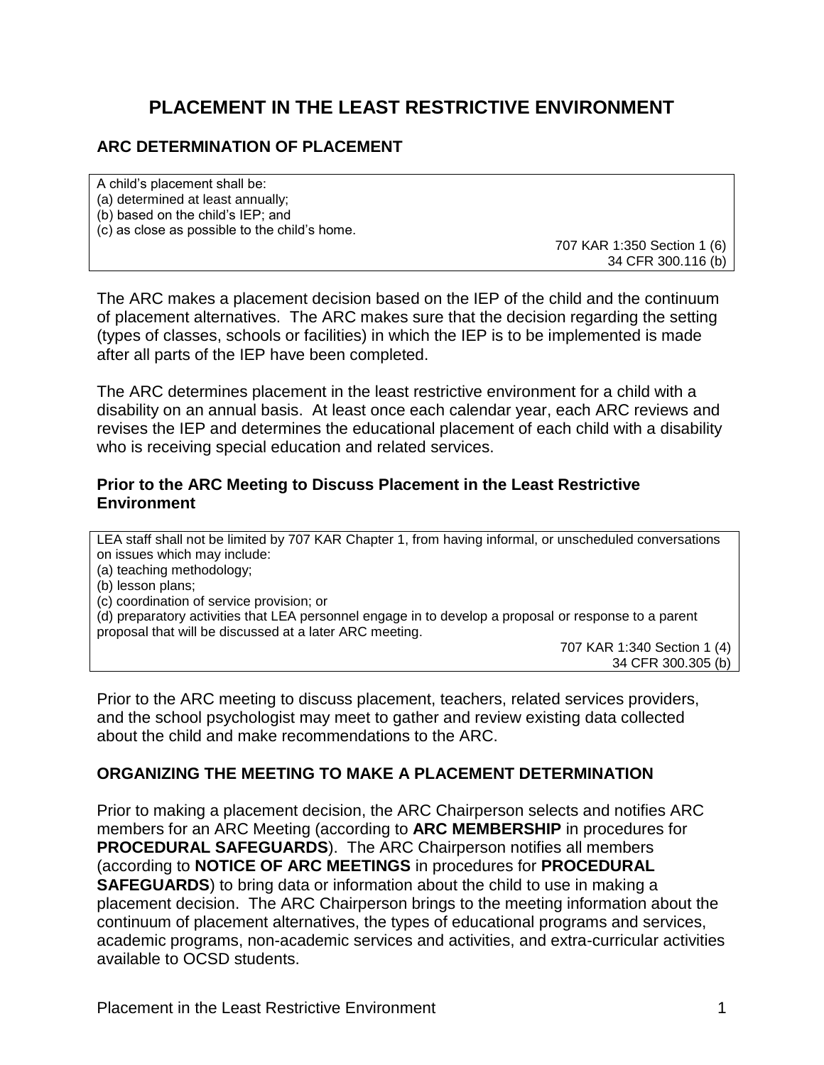# PLACEMENT IN THE LEAST RESTRICTIVE ENVIRONMENT

## ARC DETERMINATION OF PLACEMENT

> A child's placement shall be:
> (a) determined at least annually;
> (b) based on the child's IEP; and
> (c) as close as possible to the child's home.
>
> 707 KAR 1:350 Section 1 (6)
> 34 CFR 300.116 (b)

The ARC makes a placement decision based on the IEP of the child and the continuum of placement alternatives. The ARC makes sure that the decision regarding the setting (types of classes, schools or facilities) in which the IEP is to be implemented is made after all parts of the IEP have been completed.

The ARC determines placement in the least restrictive environment for a child with a disability on an annual basis. At least once each calendar year, each ARC reviews and revises the IEP and determines the educational placement of each child with a disability who is receiving special education and related services.

### Prior to the ARC Meeting to Discuss Placement in the Least Restrictive Environment

> LEA staff shall not be limited by 707 KAR Chapter 1, from having informal, or unscheduled conversations on issues which may include:
> (a) teaching methodology;
> (b) lesson plans;
> (c) coordination of service provision; or
> (d) preparatory activities that LEA personnel engage in to develop a proposal or response to a parent proposal that will be discussed at a later ARC meeting.
>
> 707 KAR 1:340 Section 1 (4)
> 34 CFR 300.305 (b)

Prior to the ARC meeting to discuss placement, teachers, related services providers, and the school psychologist may meet to gather and review existing data collected about the child and make recommendations to the ARC.

## ORGANIZING THE MEETING TO MAKE A PLACEMENT DETERMINATION

Prior to making a placement decision, the ARC Chairperson selects and notifies ARC members for an ARC Meeting (according to **ARC MEMBERSHIP** in procedures for **PROCEDURAL SAFEGUARDS**). The ARC Chairperson notifies all members (according to **NOTICE OF ARC MEETINGS** in procedures for **PROCEDURAL SAFEGUARDS**) to bring data or information about the child to use in making a placement decision. The ARC Chairperson brings to the meeting information about the continuum of placement alternatives, the types of educational programs and services, academic programs, non-academic services and activities, and extra-curricular activities available to OCSD students.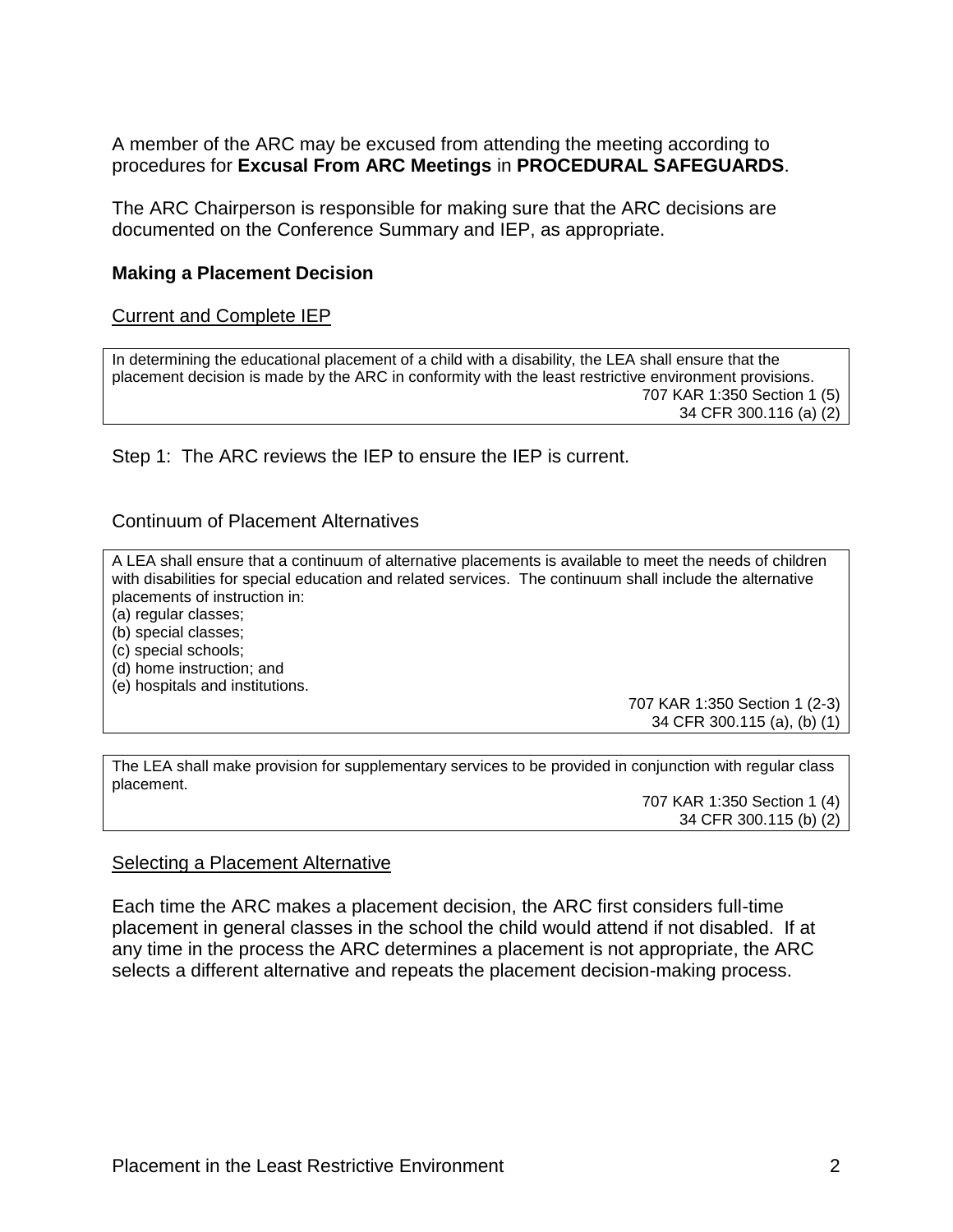A member of the ARC may be excused from attending the meeting according to procedures for **Excusal From ARC Meetings** in **PROCEDURAL SAFEGUARDS**.

The ARC Chairperson is responsible for making sure that the ARC decisions are documented on the Conference Summary and IEP, as appropriate.

### Making a Placement Decision

Current and Complete IEP

> In determining the educational placement of a child with a disability, the LEA shall ensure that the placement decision is made by the ARC in conformity with the least restrictive environment provisions.
>
> 707 KAR 1:350 Section 1 (5)
> 34 CFR 300.116 (a) (2)

Step 1: The ARC reviews the IEP to ensure the IEP is current.

Continuum of Placement Alternatives

> A LEA shall ensure that a continuum of alternative placements is available to meet the needs of children with disabilities for special education and related services. The continuum shall include the alternative placements of instruction in:
> (a) regular classes;
> (b) special classes;
> (c) special schools;
> (d) home instruction; and
> (e) hospitals and institutions.
>
> 707 KAR 1:350 Section 1 (2-3)
> 34 CFR 300.115 (a), (b) (1)

> The LEA shall make provision for supplementary services to be provided in conjunction with regular class placement.
>
> 707 KAR 1:350 Section 1 (4)
> 34 CFR 300.115 (b) (2)

Selecting a Placement Alternative

Each time the ARC makes a placement decision, the ARC first considers full-time placement in general classes in the school the child would attend if not disabled. If at any time in the process the ARC determines a placement is not appropriate, the ARC selects a different alternative and repeats the placement decision-making process.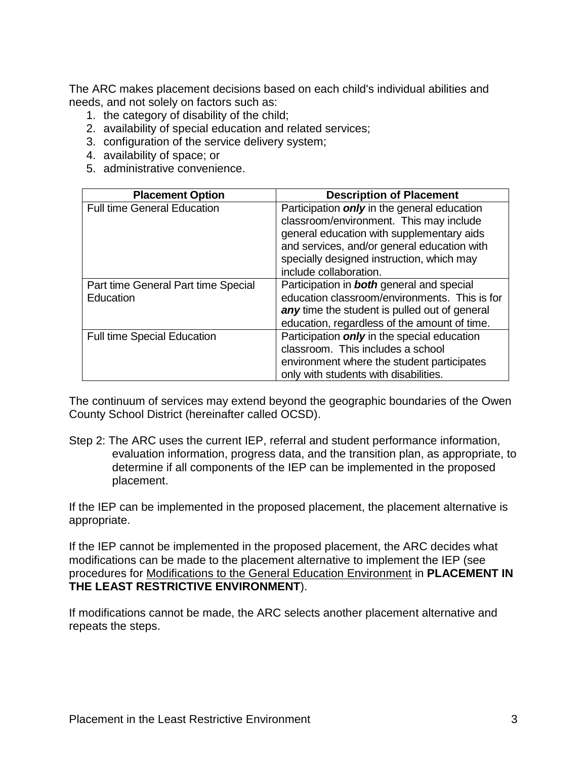The ARC makes placement decisions based on each child's individual abilities and needs, and not solely on factors such as:

1. the category of disability of the child;
2. availability of special education and related services;
3. configuration of the service delivery system;
4. availability of space; or
5. administrative convenience.

| Placement Option | Description of Placement |
|---|---|
| Full time General Education | Participation ***only*** in the general education classroom/environment. This may include general education with supplementary aids and services, and/or general education with specially designed instruction, which may include collaboration. |
| Part time General Part time Special Education | Participation in ***both*** general and special education classroom/environments. This is for ***any*** time the student is pulled out of general education, regardless of the amount of time. |
| Full time Special Education | Participation ***only*** in the special education classroom. This includes a school environment where the student participates only with students with disabilities. |

The continuum of services may extend beyond the geographic boundaries of the Owen County School District (hereinafter called OCSD).

Step 2: The ARC uses the current IEP, referral and student performance information, evaluation information, progress data, and the transition plan, as appropriate, to determine if all components of the IEP can be implemented in the proposed placement.

If the IEP can be implemented in the proposed placement, the placement alternative is appropriate.

If the IEP cannot be implemented in the proposed placement, the ARC decides what modifications can be made to the placement alternative to implement the IEP (see procedures for Modifications to the General Education Environment in **PLACEMENT IN THE LEAST RESTRICTIVE ENVIRONMENT**).

If modifications cannot be made, the ARC selects another placement alternative and repeats the steps.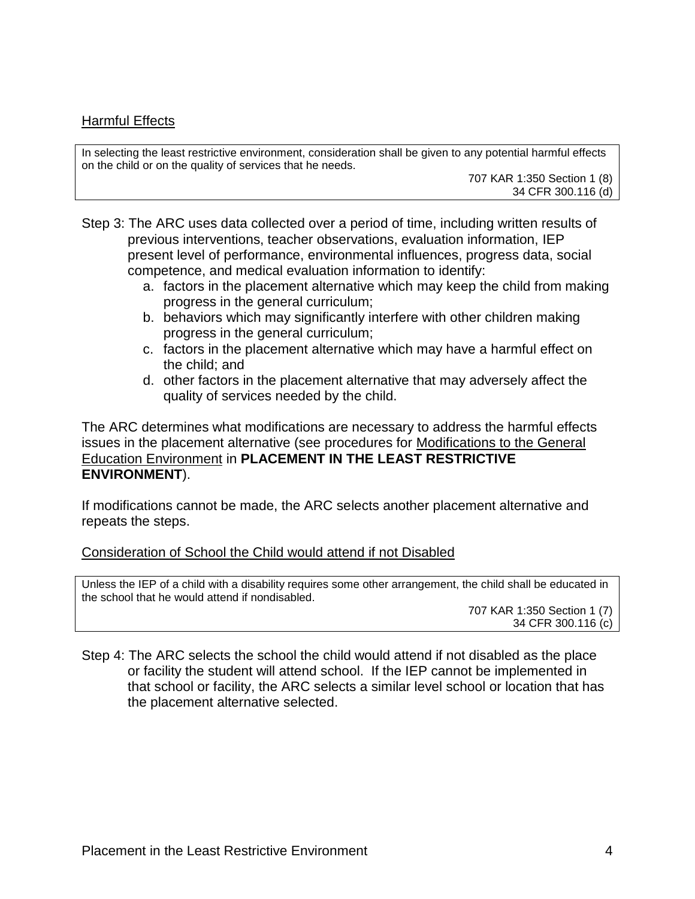Harmful Effects

> In selecting the least restrictive environment, consideration shall be given to any potential harmful effects on the child or on the quality of services that he needs.
>
> 707 KAR 1:350 Section 1 (8)
> 34 CFR 300.116 (d)

Step 3: The ARC uses data collected over a period of time, including written results of previous interventions, teacher observations, evaluation information, IEP present level of performance, environmental influences, progress data, social competence, and medical evaluation information to identify:

a. factors in the placement alternative which may keep the child from making progress in the general curriculum;
b. behaviors which may significantly interfere with other children making progress in the general curriculum;
c. factors in the placement alternative which may have a harmful effect on the child; and
d. other factors in the placement alternative that may adversely affect the quality of services needed by the child.

The ARC determines what modifications are necessary to address the harmful effects issues in the placement alternative (see procedures for Modifications to the General Education Environment in **PLACEMENT IN THE LEAST RESTRICTIVE ENVIRONMENT**).

If modifications cannot be made, the ARC selects another placement alternative and repeats the steps.

Consideration of School the Child would attend if not Disabled

> Unless the IEP of a child with a disability requires some other arrangement, the child shall be educated in the school that he would attend if nondisabled.
>
> 707 KAR 1:350 Section 1 (7)
> 34 CFR 300.116 (c)

Step 4: The ARC selects the school the child would attend if not disabled as the place or facility the student will attend school. If the IEP cannot be implemented in that school or facility, the ARC selects a similar level school or location that has the placement alternative selected.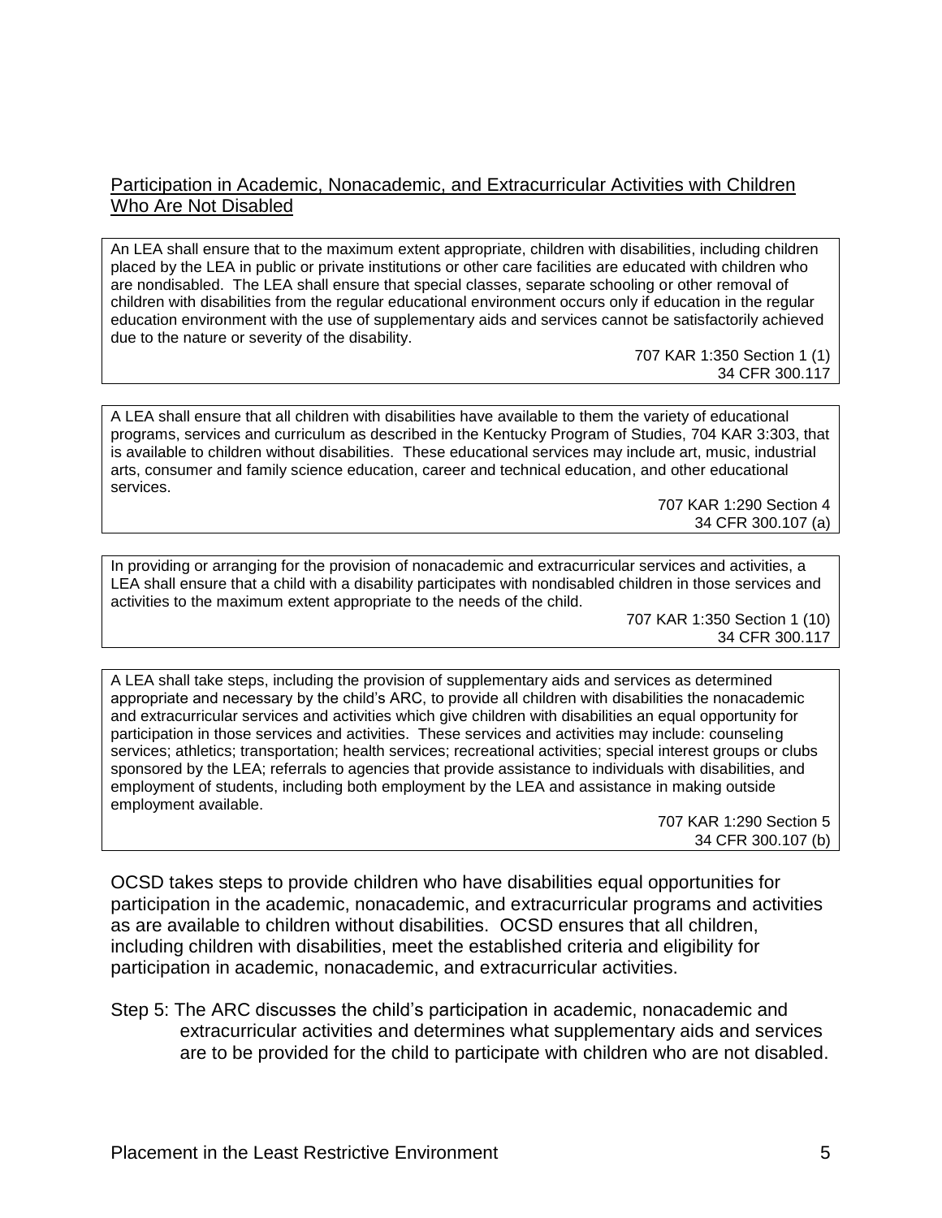## Participation in Academic, Nonacademic, and Extracurricular Activities with Children Who Are Not Disabled

> An LEA shall ensure that to the maximum extent appropriate, children with disabilities, including children placed by the LEA in public or private institutions or other care facilities are educated with children who are nondisabled. The LEA shall ensure that special classes, separate schooling or other removal of children with disabilities from the regular educational environment occurs only if education in the regular education environment with the use of supplementary aids and services cannot be satisfactorily achieved due to the nature or severity of the disability.
>
> 707 KAR 1:350 Section 1 (1)
> 34 CFR 300.117

> A LEA shall ensure that all children with disabilities have available to them the variety of educational programs, services and curriculum as described in the Kentucky Program of Studies, 704 KAR 3:303, that is available to children without disabilities. These educational services may include art, music, industrial arts, consumer and family science education, career and technical education, and other educational services.
>
> 707 KAR 1:290 Section 4
> 34 CFR 300.107 (a)

> In providing or arranging for the provision of nonacademic and extracurricular services and activities, a LEA shall ensure that a child with a disability participates with nondisabled children in those services and activities to the maximum extent appropriate to the needs of the child.
>
> 707 KAR 1:350 Section 1 (10)
> 34 CFR 300.117

> A LEA shall take steps, including the provision of supplementary aids and services as determined appropriate and necessary by the child's ARC, to provide all children with disabilities the nonacademic and extracurricular services and activities which give children with disabilities an equal opportunity for participation in those services and activities. These services and activities may include: counseling services; athletics; transportation; health services; recreational activities; special interest groups or clubs sponsored by the LEA; referrals to agencies that provide assistance to individuals with disabilities, and employment of students, including both employment by the LEA and assistance in making outside employment available.
>
> 707 KAR 1:290 Section 5
> 34 CFR 300.107 (b)

OCSD takes steps to provide children who have disabilities equal opportunities for participation in the academic, nonacademic, and extracurricular programs and activities as are available to children without disabilities. OCSD ensures that all children, including children with disabilities, meet the established criteria and eligibility for participation in academic, nonacademic, and extracurricular activities.

Step 5: The ARC discusses the child's participation in academic, nonacademic and extracurricular activities and determines what supplementary aids and services are to be provided for the child to participate with children who are not disabled.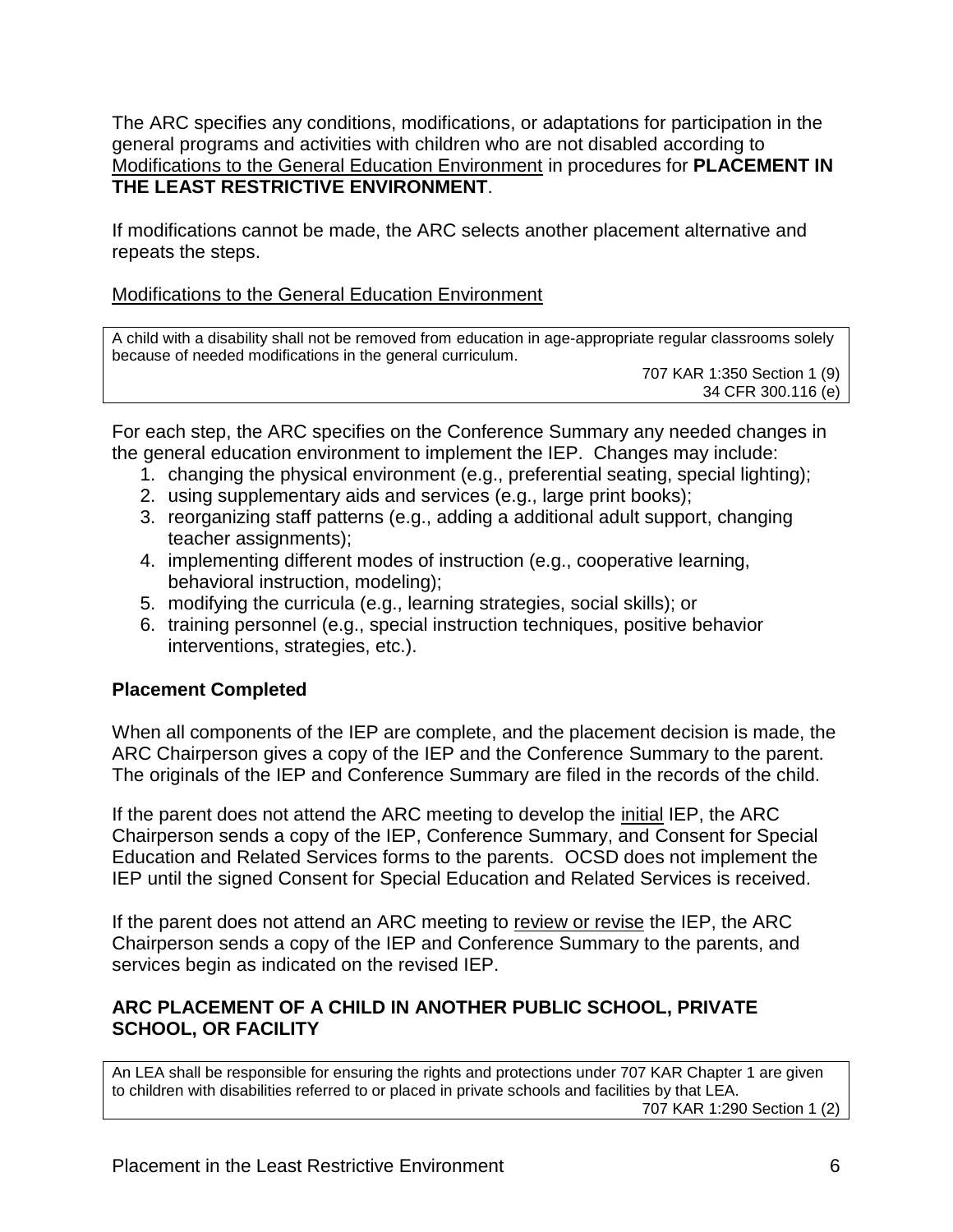The ARC specifies any conditions, modifications, or adaptations for participation in the general programs and activities with children who are not disabled according to Modifications to the General Education Environment in procedures for **PLACEMENT IN THE LEAST RESTRICTIVE ENVIRONMENT**.

If modifications cannot be made, the ARC selects another placement alternative and repeats the steps.

Modifications to the General Education Environment

> A child with a disability shall not be removed from education in age-appropriate regular classrooms solely because of needed modifications in the general curriculum.
>
> 707 KAR 1:350 Section 1 (9)
> 34 CFR 300.116 (e)

For each step, the ARC specifies on the Conference Summary any needed changes in the general education environment to implement the IEP. Changes may include:

1. changing the physical environment (e.g., preferential seating, special lighting);
2. using supplementary aids and services (e.g., large print books);
3. reorganizing staff patterns (e.g., adding a additional adult support, changing teacher assignments);
4. implementing different modes of instruction (e.g., cooperative learning, behavioral instruction, modeling);
5. modifying the curricula (e.g., learning strategies, social skills); or
6. training personnel (e.g., special instruction techniques, positive behavior interventions, strategies, etc.).

### Placement Completed

When all components of the IEP are complete, and the placement decision is made, the ARC Chairperson gives a copy of the IEP and the Conference Summary to the parent. The originals of the IEP and Conference Summary are filed in the records of the child.

If the parent does not attend the ARC meeting to develop the initial IEP, the ARC Chairperson sends a copy of the IEP, Conference Summary, and Consent for Special Education and Related Services forms to the parents. OCSD does not implement the IEP until the signed Consent for Special Education and Related Services is received.

If the parent does not attend an ARC meeting to review or revise the IEP, the ARC Chairperson sends a copy of the IEP and Conference Summary to the parents, and services begin as indicated on the revised IEP.

### ARC PLACEMENT OF A CHILD IN ANOTHER PUBLIC SCHOOL, PRIVATE SCHOOL, OR FACILITY

> An LEA shall be responsible for ensuring the rights and protections under 707 KAR Chapter 1 are given to children with disabilities referred to or placed in private schools and facilities by that LEA.
>
> 707 KAR 1:290 Section 1 (2)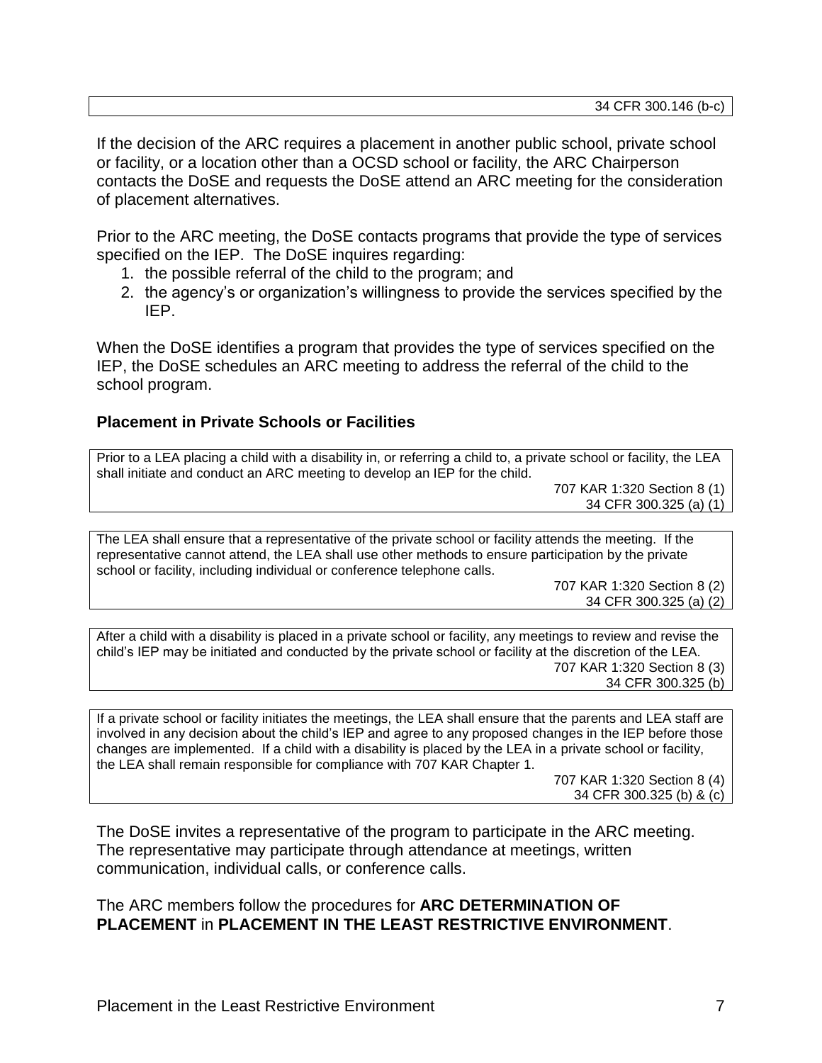34 CFR 300.146 (b-c)

If the decision of the ARC requires a placement in another public school, private school or facility, or a location other than a OCSD school or facility, the ARC Chairperson contacts the DoSE and requests the DoSE attend an ARC meeting for the consideration of placement alternatives.

Prior to the ARC meeting, the DoSE contacts programs that provide the type of services specified on the IEP. The DoSE inquires regarding:

1. the possible referral of the child to the program; and
2. the agency's or organization's willingness to provide the services specified by the IEP.

When the DoSE identifies a program that provides the type of services specified on the IEP, the DoSE schedules an ARC meeting to address the referral of the child to the school program.

### Placement in Private Schools or Facilities

Prior to a LEA placing a child with a disability in, or referring a child to, a private school or facility, the LEA shall initiate and conduct an ARC meeting to develop an IEP for the child.

707 KAR 1:320 Section 8 (1)
34 CFR 300.325 (a) (1)

The LEA shall ensure that a representative of the private school or facility attends the meeting. If the representative cannot attend, the LEA shall use other methods to ensure participation by the private school or facility, including individual or conference telephone calls.

707 KAR 1:320 Section 8 (2)
34 CFR 300.325 (a) (2)

After a child with a disability is placed in a private school or facility, any meetings to review and revise the child's IEP may be initiated and conducted by the private school or facility at the discretion of the LEA.

707 KAR 1:320 Section 8 (3)
34 CFR 300.325 (b)

If a private school or facility initiates the meetings, the LEA shall ensure that the parents and LEA staff are involved in any decision about the child's IEP and agree to any proposed changes in the IEP before those changes are implemented. If a child with a disability is placed by the LEA in a private school or facility, the LEA shall remain responsible for compliance with 707 KAR Chapter 1.

707 KAR 1:320 Section 8 (4)
34 CFR 300.325 (b) & (c)

The DoSE invites a representative of the program to participate in the ARC meeting. The representative may participate through attendance at meetings, written communication, individual calls, or conference calls.

The ARC members follow the procedures for **ARC DETERMINATION OF PLACEMENT** in **PLACEMENT IN THE LEAST RESTRICTIVE ENVIRONMENT**.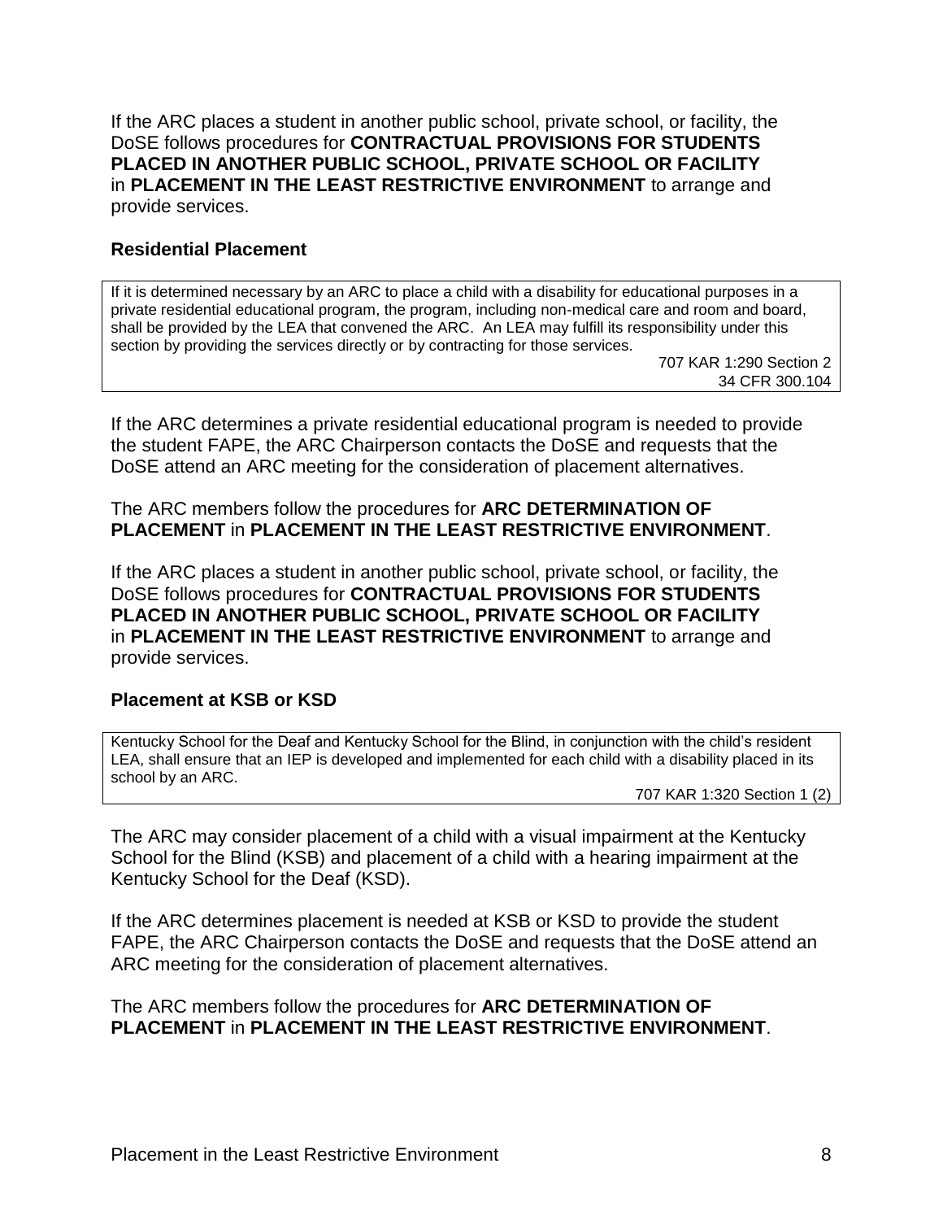If the ARC places a student in another public school, private school, or facility, the DoSE follows procedures for **CONTRACTUAL PROVISIONS FOR STUDENTS PLACED IN ANOTHER PUBLIC SCHOOL, PRIVATE SCHOOL OR FACILITY** in **PLACEMENT IN THE LEAST RESTRICTIVE ENVIRONMENT** to arrange and provide services.

### Residential Placement

> If it is determined necessary by an ARC to place a child with a disability for educational purposes in a private residential educational program, the program, including non-medical care and room and board, shall be provided by the LEA that convened the ARC. An LEA may fulfill its responsibility under this section by providing the services directly or by contracting for those services.
>
> 707 KAR 1:290 Section 2
> 34 CFR 300.104

If the ARC determines a private residential educational program is needed to provide the student FAPE, the ARC Chairperson contacts the DoSE and requests that the DoSE attend an ARC meeting for the consideration of placement alternatives.

The ARC members follow the procedures for **ARC DETERMINATION OF PLACEMENT** in **PLACEMENT IN THE LEAST RESTRICTIVE ENVIRONMENT**.

If the ARC places a student in another public school, private school, or facility, the DoSE follows procedures for **CONTRACTUAL PROVISIONS FOR STUDENTS PLACED IN ANOTHER PUBLIC SCHOOL, PRIVATE SCHOOL OR FACILITY** in **PLACEMENT IN THE LEAST RESTRICTIVE ENVIRONMENT** to arrange and provide services.

### Placement at KSB or KSD

> Kentucky School for the Deaf and Kentucky School for the Blind, in conjunction with the child's resident LEA, shall ensure that an IEP is developed and implemented for each child with a disability placed in its school by an ARC.
>
> 707 KAR 1:320 Section 1 (2)

The ARC may consider placement of a child with a visual impairment at the Kentucky School for the Blind (KSB) and placement of a child with a hearing impairment at the Kentucky School for the Deaf (KSD).

If the ARC determines placement is needed at KSB or KSD to provide the student FAPE, the ARC Chairperson contacts the DoSE and requests that the DoSE attend an ARC meeting for the consideration of placement alternatives.

The ARC members follow the procedures for **ARC DETERMINATION OF PLACEMENT** in **PLACEMENT IN THE LEAST RESTRICTIVE ENVIRONMENT**.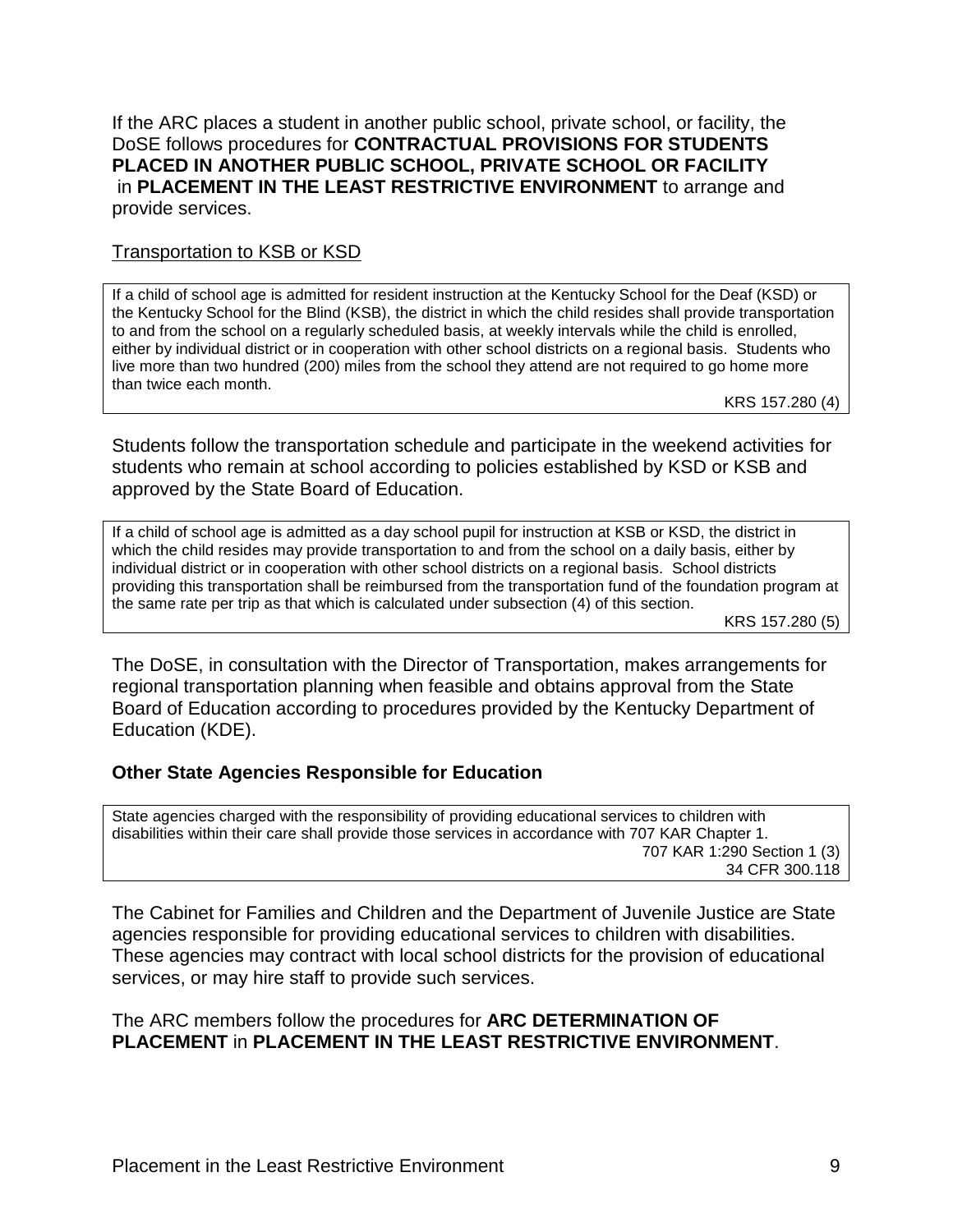If the ARC places a student in another public school, private school, or facility, the DoSE follows procedures for **CONTRACTUAL PROVISIONS FOR STUDENTS PLACED IN ANOTHER PUBLIC SCHOOL, PRIVATE SCHOOL OR FACILITY** in **PLACEMENT IN THE LEAST RESTRICTIVE ENVIRONMENT** to arrange and provide services.

Transportation to KSB or KSD

> If a child of school age is admitted for resident instruction at the Kentucky School for the Deaf (KSD) or the Kentucky School for the Blind (KSB), the district in which the child resides shall provide transportation to and from the school on a regularly scheduled basis, at weekly intervals while the child is enrolled, either by individual district or in cooperation with other school districts on a regional basis. Students who live more than two hundred (200) miles from the school they attend are not required to go home more than twice each month.
>
> KRS 157.280 (4)

Students follow the transportation schedule and participate in the weekend activities for students who remain at school according to policies established by KSD or KSB and approved by the State Board of Education.

> If a child of school age is admitted as a day school pupil for instruction at KSB or KSD, the district in which the child resides may provide transportation to and from the school on a daily basis, either by individual district or in cooperation with other school districts on a regional basis. School districts providing this transportation shall be reimbursed from the transportation fund of the foundation program at the same rate per trip as that which is calculated under subsection (4) of this section.
>
> KRS 157.280 (5)

The DoSE, in consultation with the Director of Transportation, makes arrangements for regional transportation planning when feasible and obtains approval from the State Board of Education according to procedures provided by the Kentucky Department of Education (KDE).

### Other State Agencies Responsible for Education

> State agencies charged with the responsibility of providing educational services to children with disabilities within their care shall provide those services in accordance with 707 KAR Chapter 1.
>
> 707 KAR 1:290 Section 1 (3)
> 34 CFR 300.118

The Cabinet for Families and Children and the Department of Juvenile Justice are State agencies responsible for providing educational services to children with disabilities. These agencies may contract with local school districts for the provision of educational services, or may hire staff to provide such services.

The ARC members follow the procedures for **ARC DETERMINATION OF PLACEMENT** in **PLACEMENT IN THE LEAST RESTRICTIVE ENVIRONMENT**.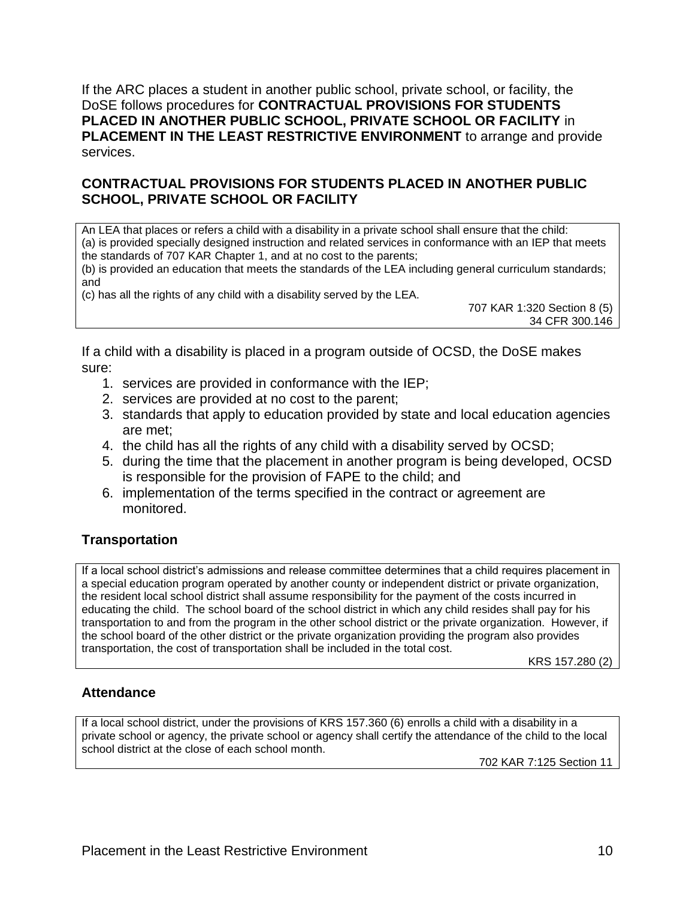If the ARC places a student in another public school, private school, or facility, the DoSE follows procedures for **CONTRACTUAL PROVISIONS FOR STUDENTS PLACED IN ANOTHER PUBLIC SCHOOL, PRIVATE SCHOOL OR FACILITY** in **PLACEMENT IN THE LEAST RESTRICTIVE ENVIRONMENT** to arrange and provide services.

### CONTRACTUAL PROVISIONS FOR STUDENTS PLACED IN ANOTHER PUBLIC SCHOOL, PRIVATE SCHOOL OR FACILITY

> An LEA that places or refers a child with a disability in a private school shall ensure that the child:
> (a) is provided specially designed instruction and related services in conformance with an IEP that meets the standards of 707 KAR Chapter 1, and at no cost to the parents;
> (b) is provided an education that meets the standards of the LEA including general curriculum standards; and
> (c) has all the rights of any child with a disability served by the LEA.
>
> 707 KAR 1:320 Section 8 (5)
> 34 CFR 300.146

If a child with a disability is placed in a program outside of OCSD, the DoSE makes sure:

1. services are provided in conformance with the IEP;
2. services are provided at no cost to the parent;
3. standards that apply to education provided by state and local education agencies are met;
4. the child has all the rights of any child with a disability served by OCSD;
5. during the time that the placement in another program is being developed, OCSD is responsible for the provision of FAPE to the child; and
6. implementation of the terms specified in the contract or agreement are monitored.

### Transportation

> If a local school district's admissions and release committee determines that a child requires placement in a special education program operated by another county or independent district or private organization, the resident local school district shall assume responsibility for the payment of the costs incurred in educating the child. The school board of the school district in which any child resides shall pay for his transportation to and from the program in the other school district or the private organization. However, if the school board of the other district or the private organization providing the program also provides transportation, the cost of transportation shall be included in the total cost.
>
> KRS 157.280 (2)

### Attendance

> If a local school district, under the provisions of KRS 157.360 (6) enrolls a child with a disability in a private school or agency, the private school or agency shall certify the attendance of the child to the local school district at the close of each school month.
>
> 702 KAR 7:125 Section 11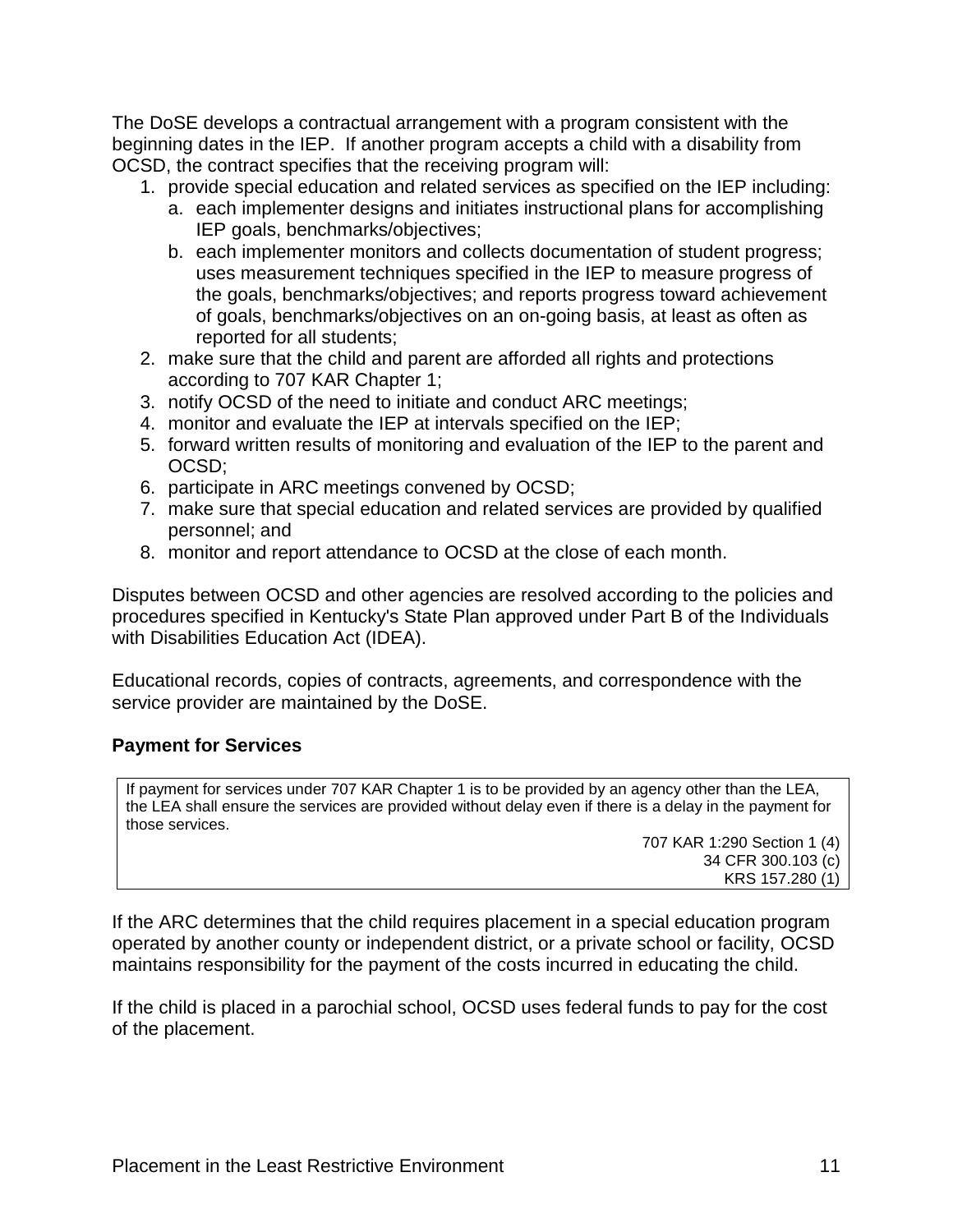The DoSE develops a contractual arrangement with a program consistent with the beginning dates in the IEP. If another program accepts a child with a disability from OCSD, the contract specifies that the receiving program will:

1. provide special education and related services as specified on the IEP including:
   a. each implementer designs and initiates instructional plans for accomplishing IEP goals, benchmarks/objectives;
   b. each implementer monitors and collects documentation of student progress; uses measurement techniques specified in the IEP to measure progress of the goals, benchmarks/objectives; and reports progress toward achievement of goals, benchmarks/objectives on an on-going basis, at least as often as reported for all students;
2. make sure that the child and parent are afforded all rights and protections according to 707 KAR Chapter 1;
3. notify OCSD of the need to initiate and conduct ARC meetings;
4. monitor and evaluate the IEP at intervals specified on the IEP;
5. forward written results of monitoring and evaluation of the IEP to the parent and OCSD;
6. participate in ARC meetings convened by OCSD;
7. make sure that special education and related services are provided by qualified personnel; and
8. monitor and report attendance to OCSD at the close of each month.

Disputes between OCSD and other agencies are resolved according to the policies and procedures specified in Kentucky's State Plan approved under Part B of the Individuals with Disabilities Education Act (IDEA).

Educational records, copies of contracts, agreements, and correspondence with the service provider are maintained by the DoSE.

**Payment for Services**

> If payment for services under 707 KAR Chapter 1 is to be provided by an agency other than the LEA, the LEA shall ensure the services are provided without delay even if there is a delay in the payment for those services.
>
> 707 KAR 1:290 Section 1 (4)
> 34 CFR 300.103 (c)
> KRS 157.280 (1)

If the ARC determines that the child requires placement in a special education program operated by another county or independent district, or a private school or facility, OCSD maintains responsibility for the payment of the costs incurred in educating the child.

If the child is placed in a parochial school, OCSD uses federal funds to pay for the cost of the placement.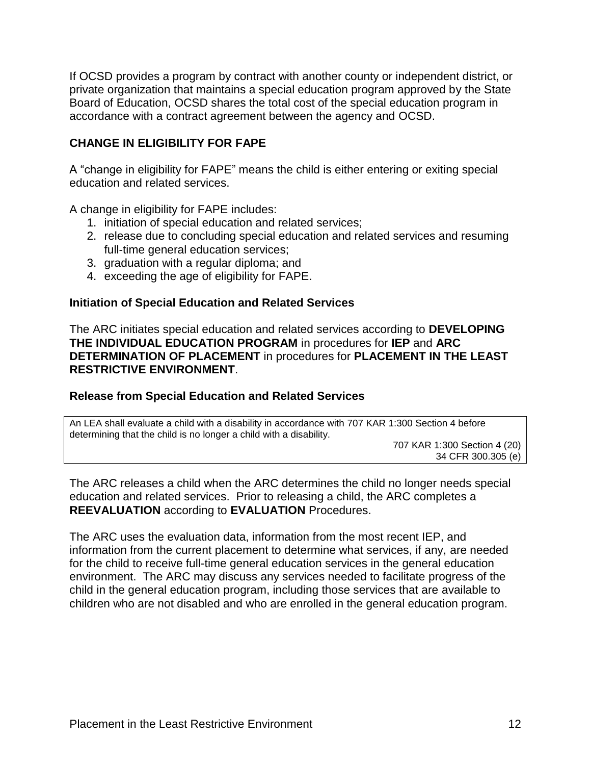If OCSD provides a program by contract with another county or independent district, or private organization that maintains a special education program approved by the State Board of Education, OCSD shares the total cost of the special education program in accordance with a contract agreement between the agency and OCSD.

## CHANGE IN ELIGIBILITY FOR FAPE

A "change in eligibility for FAPE" means the child is either entering or exiting special education and related services.

A change in eligibility for FAPE includes:

1. initiation of special education and related services;
2. release due to concluding special education and related services and resuming full-time general education services;
3. graduation with a regular diploma; and
4. exceeding the age of eligibility for FAPE.

### Initiation of Special Education and Related Services

The ARC initiates special education and related services according to **DEVELOPING THE INDIVIDUAL EDUCATION PROGRAM** in procedures for **IEP** and **ARC DETERMINATION OF PLACEMENT** in procedures for **PLACEMENT IN THE LEAST RESTRICTIVE ENVIRONMENT**.

### Release from Special Education and Related Services

> An LEA shall evaluate a child with a disability in accordance with 707 KAR 1:300 Section 4 before determining that the child is no longer a child with a disability.
>
> 707 KAR 1:300 Section 4 (20)
> 34 CFR 300.305 (e)

The ARC releases a child when the ARC determines the child no longer needs special education and related services. Prior to releasing a child, the ARC completes a **REEVALUATION** according to **EVALUATION** Procedures.

The ARC uses the evaluation data, information from the most recent IEP, and information from the current placement to determine what services, if any, are needed for the child to receive full-time general education services in the general education environment. The ARC may discuss any services needed to facilitate progress of the child in the general education program, including those services that are available to children who are not disabled and who are enrolled in the general education program.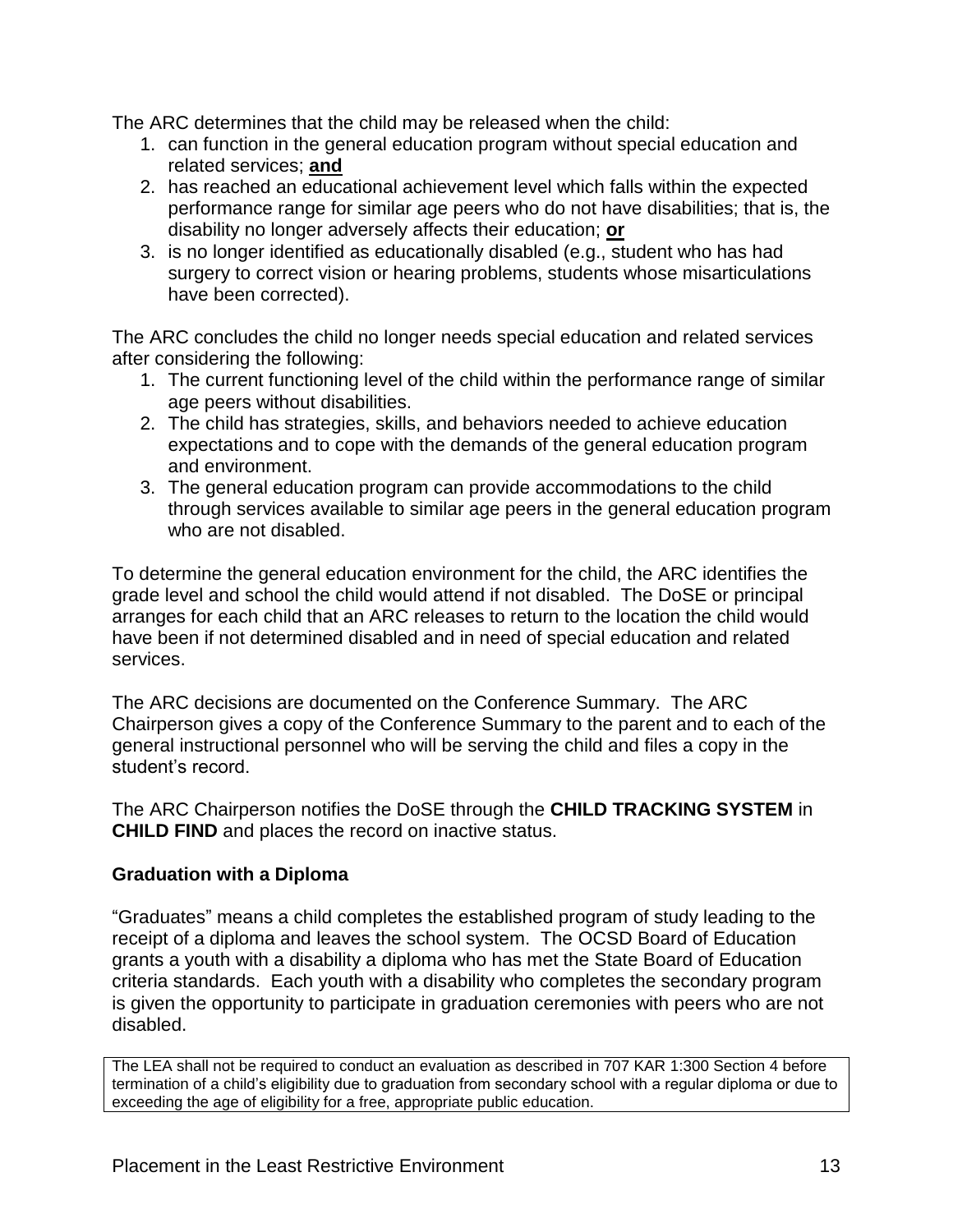The ARC determines that the child may be released when the child:

1. can function in the general education program without special education and related services; **and**
2. has reached an educational achievement level which falls within the expected performance range for similar age peers who do not have disabilities; that is, the disability no longer adversely affects their education; **or**
3. is no longer identified as educationally disabled (e.g., student who has had surgery to correct vision or hearing problems, students whose misarticulations have been corrected).

The ARC concludes the child no longer needs special education and related services after considering the following:

1. The current functioning level of the child within the performance range of similar age peers without disabilities.
2. The child has strategies, skills, and behaviors needed to achieve education expectations and to cope with the demands of the general education program and environment.
3. The general education program can provide accommodations to the child through services available to similar age peers in the general education program who are not disabled.

To determine the general education environment for the child, the ARC identifies the grade level and school the child would attend if not disabled. The DoSE or principal arranges for each child that an ARC releases to return to the location the child would have been if not determined disabled and in need of special education and related services.

The ARC decisions are documented on the Conference Summary. The ARC Chairperson gives a copy of the Conference Summary to the parent and to each of the general instructional personnel who will be serving the child and files a copy in the student's record.

The ARC Chairperson notifies the DoSE through the **CHILD TRACKING SYSTEM** in **CHILD FIND** and places the record on inactive status.

### Graduation with a Diploma

"Graduates" means a child completes the established program of study leading to the receipt of a diploma and leaves the school system. The OCSD Board of Education grants a youth with a disability a diploma who has met the State Board of Education criteria standards. Each youth with a disability who completes the secondary program is given the opportunity to participate in graduation ceremonies with peers who are not disabled.

> The LEA shall not be required to conduct an evaluation as described in 707 KAR 1:300 Section 4 before termination of a child's eligibility due to graduation from secondary school with a regular diploma or due to exceeding the age of eligibility for a free, appropriate public education.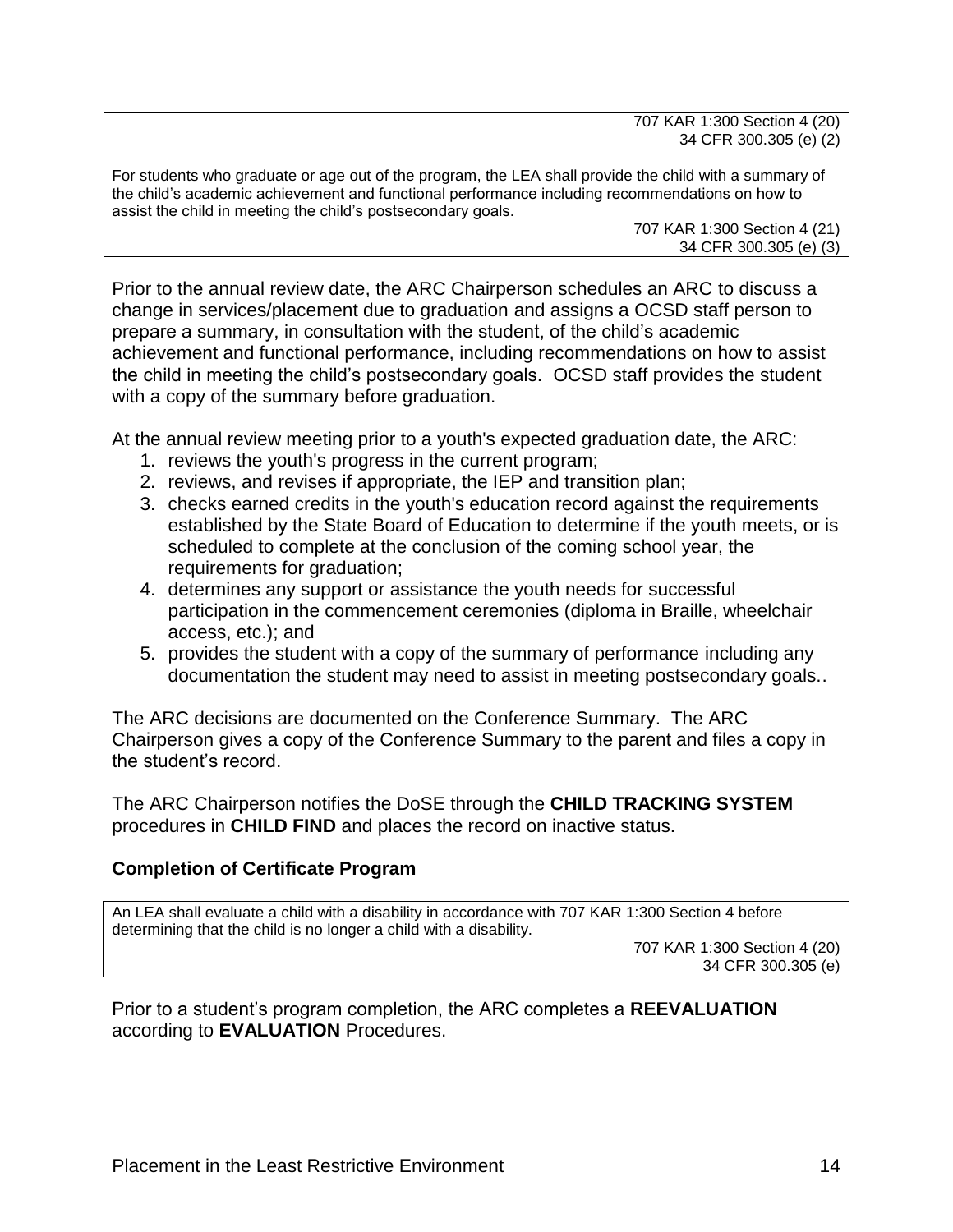707 KAR 1:300 Section 4 (20)
34 CFR 300.305 (e) (2)

For students who graduate or age out of the program, the LEA shall provide the child with a summary of the child's academic achievement and functional performance including recommendations on how to assist the child in meeting the child's postsecondary goals.

707 KAR 1:300 Section 4 (21)
34 CFR 300.305 (e) (3)

Prior to the annual review date, the ARC Chairperson schedules an ARC to discuss a change in services/placement due to graduation and assigns a OCSD staff person to prepare a summary, in consultation with the student, of the child's academic achievement and functional performance, including recommendations on how to assist the child in meeting the child's postsecondary goals. OCSD staff provides the student with a copy of the summary before graduation.

At the annual review meeting prior to a youth's expected graduation date, the ARC:

1. reviews the youth's progress in the current program;
2. reviews, and revises if appropriate, the IEP and transition plan;
3. checks earned credits in the youth's education record against the requirements established by the State Board of Education to determine if the youth meets, or is scheduled to complete at the conclusion of the coming school year, the requirements for graduation;
4. determines any support or assistance the youth needs for successful participation in the commencement ceremonies (diploma in Braille, wheelchair access, etc.); and
5. provides the student with a copy of the summary of performance including any documentation the student may need to assist in meeting postsecondary goals..

The ARC decisions are documented on the Conference Summary. The ARC Chairperson gives a copy of the Conference Summary to the parent and files a copy in the student's record.

The ARC Chairperson notifies the DoSE through the **CHILD TRACKING SYSTEM** procedures in **CHILD FIND** and places the record on inactive status.

## Completion of Certificate Program

An LEA shall evaluate a child with a disability in accordance with 707 KAR 1:300 Section 4 before determining that the child is no longer a child with a disability.

707 KAR 1:300 Section 4 (20)
34 CFR 300.305 (e)

Prior to a student's program completion, the ARC completes a **REEVALUATION** according to **EVALUATION** Procedures.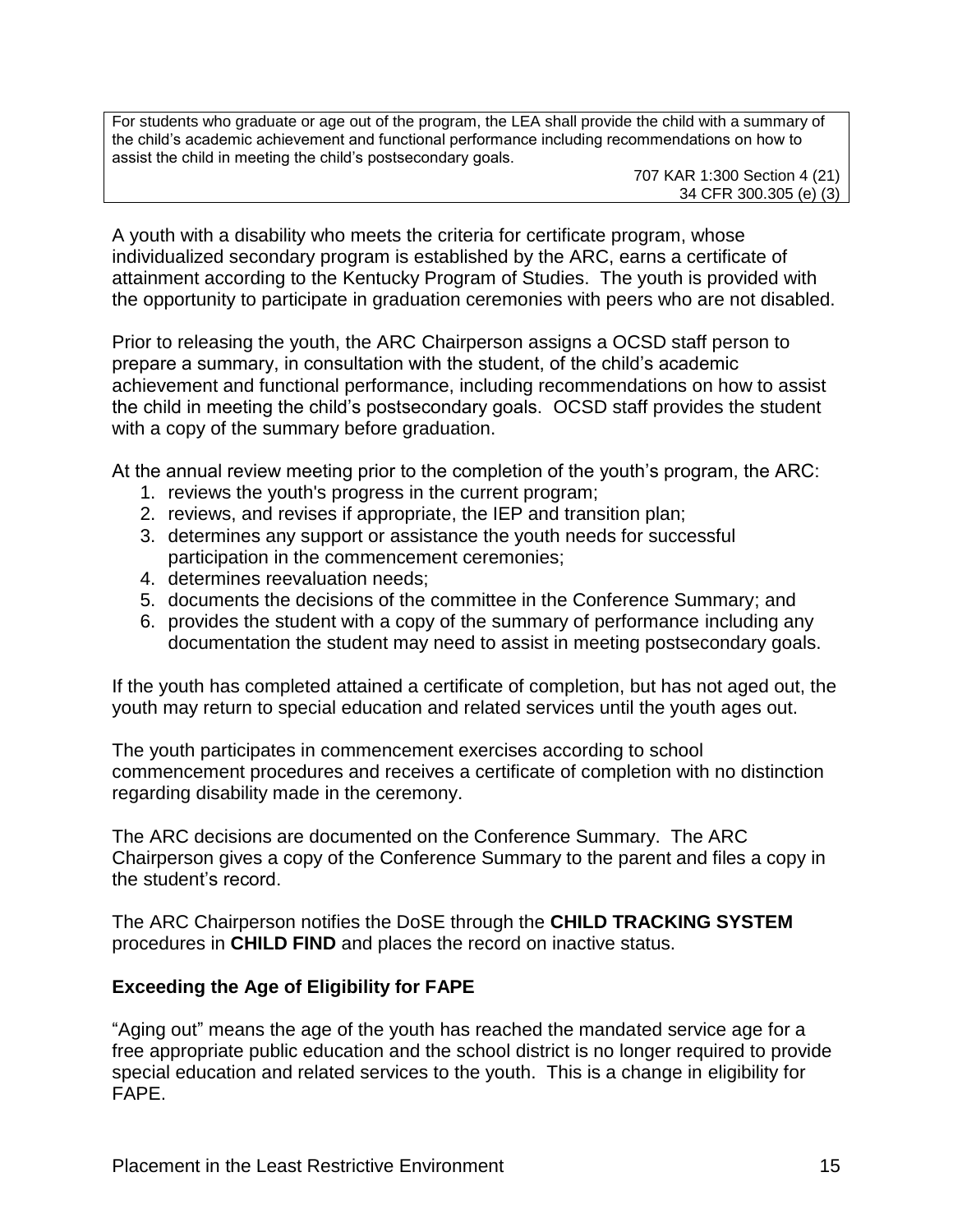> For students who graduate or age out of the program, the LEA shall provide the child with a summary of the child's academic achievement and functional performance including recommendations on how to assist the child in meeting the child's postsecondary goals.
>
> 707 KAR 1:300 Section 4 (21)
> 34 CFR 300.305 (e) (3)

A youth with a disability who meets the criteria for certificate program, whose individualized secondary program is established by the ARC, earns a certificate of attainment according to the Kentucky Program of Studies. The youth is provided with the opportunity to participate in graduation ceremonies with peers who are not disabled.

Prior to releasing the youth, the ARC Chairperson assigns a OCSD staff person to prepare a summary, in consultation with the student, of the child's academic achievement and functional performance, including recommendations on how to assist the child in meeting the child's postsecondary goals. OCSD staff provides the student with a copy of the summary before graduation.

At the annual review meeting prior to the completion of the youth's program, the ARC:

1. reviews the youth's progress in the current program;
2. reviews, and revises if appropriate, the IEP and transition plan;
3. determines any support or assistance the youth needs for successful participation in the commencement ceremonies;
4. determines reevaluation needs;
5. documents the decisions of the committee in the Conference Summary; and
6. provides the student with a copy of the summary of performance including any documentation the student may need to assist in meeting postsecondary goals.

If the youth has completed attained a certificate of completion, but has not aged out, the youth may return to special education and related services until the youth ages out.

The youth participates in commencement exercises according to school commencement procedures and receives a certificate of completion with no distinction regarding disability made in the ceremony.

The ARC decisions are documented on the Conference Summary. The ARC Chairperson gives a copy of the Conference Summary to the parent and files a copy in the student's record.

The ARC Chairperson notifies the DoSE through the **CHILD TRACKING SYSTEM** procedures in **CHILD FIND** and places the record on inactive status.

**Exceeding the Age of Eligibility for FAPE**

"Aging out" means the age of the youth has reached the mandated service age for a free appropriate public education and the school district is no longer required to provide special education and related services to the youth. This is a change in eligibility for FAPE.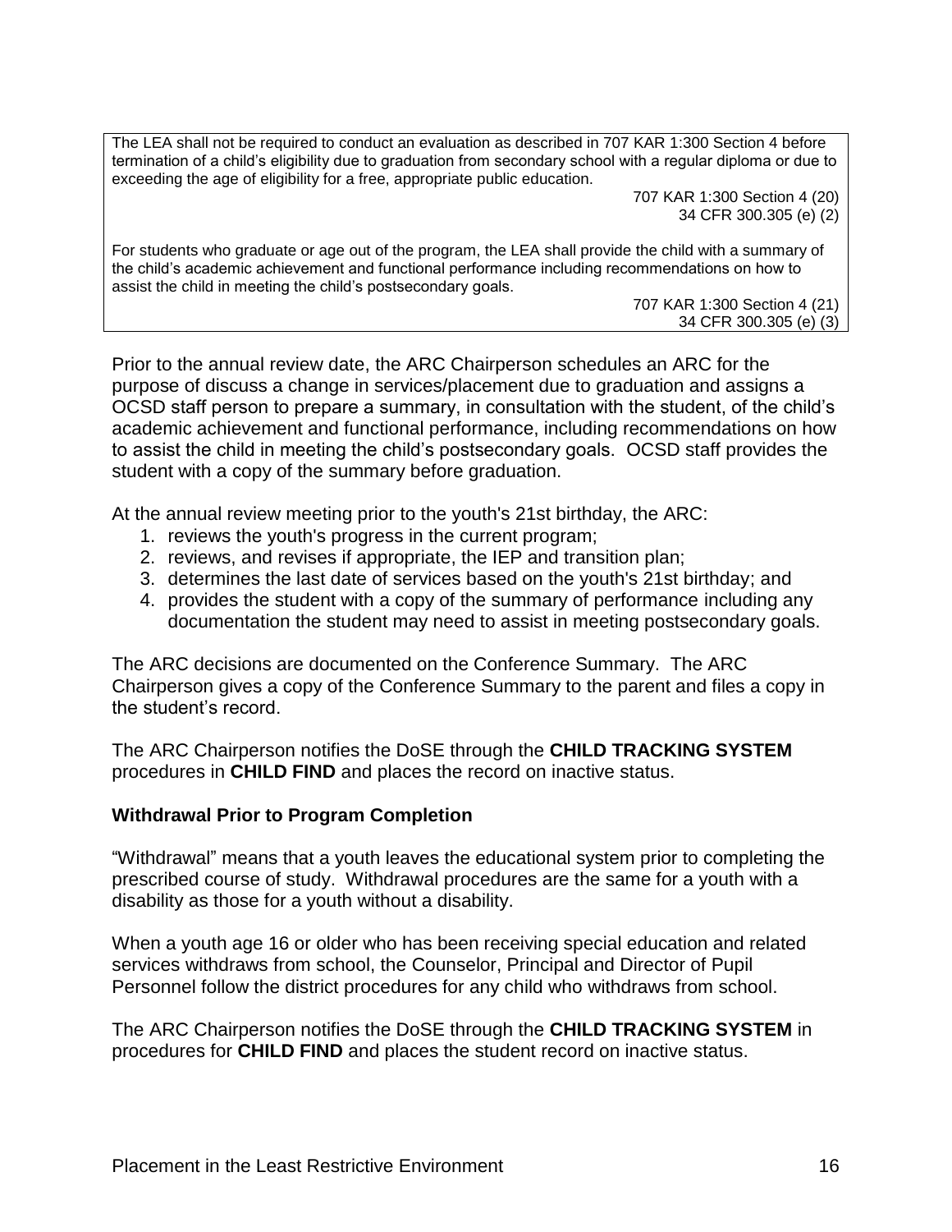The LEA shall not be required to conduct an evaluation as described in 707 KAR 1:300 Section 4 before termination of a child's eligibility due to graduation from secondary school with a regular diploma or due to exceeding the age of eligibility for a free, appropriate public education.

707 KAR 1:300 Section 4 (20)
34 CFR 300.305 (e) (2)

For students who graduate or age out of the program, the LEA shall provide the child with a summary of the child's academic achievement and functional performance including recommendations on how to assist the child in meeting the child's postsecondary goals.

707 KAR 1:300 Section 4 (21)
34 CFR 300.305 (e) (3)

Prior to the annual review date, the ARC Chairperson schedules an ARC for the purpose of discuss a change in services/placement due to graduation and assigns a OCSD staff person to prepare a summary, in consultation with the student, of the child's academic achievement and functional performance, including recommendations on how to assist the child in meeting the child's postsecondary goals. OCSD staff provides the student with a copy of the summary before graduation.

At the annual review meeting prior to the youth's 21st birthday, the ARC:

1. reviews the youth's progress in the current program;
2. reviews, and revises if appropriate, the IEP and transition plan;
3. determines the last date of services based on the youth's 21st birthday; and
4. provides the student with a copy of the summary of performance including any documentation the student may need to assist in meeting postsecondary goals.

The ARC decisions are documented on the Conference Summary. The ARC Chairperson gives a copy of the Conference Summary to the parent and files a copy in the student's record.

The ARC Chairperson notifies the DoSE through the **CHILD TRACKING SYSTEM** procedures in **CHILD FIND** and places the record on inactive status.

### Withdrawal Prior to Program Completion

"Withdrawal" means that a youth leaves the educational system prior to completing the prescribed course of study. Withdrawal procedures are the same for a youth with a disability as those for a youth without a disability.

When a youth age 16 or older who has been receiving special education and related services withdraws from school, the Counselor, Principal and Director of Pupil Personnel follow the district procedures for any child who withdraws from school.

The ARC Chairperson notifies the DoSE through the **CHILD TRACKING SYSTEM** in procedures for **CHILD FIND** and places the student record on inactive status.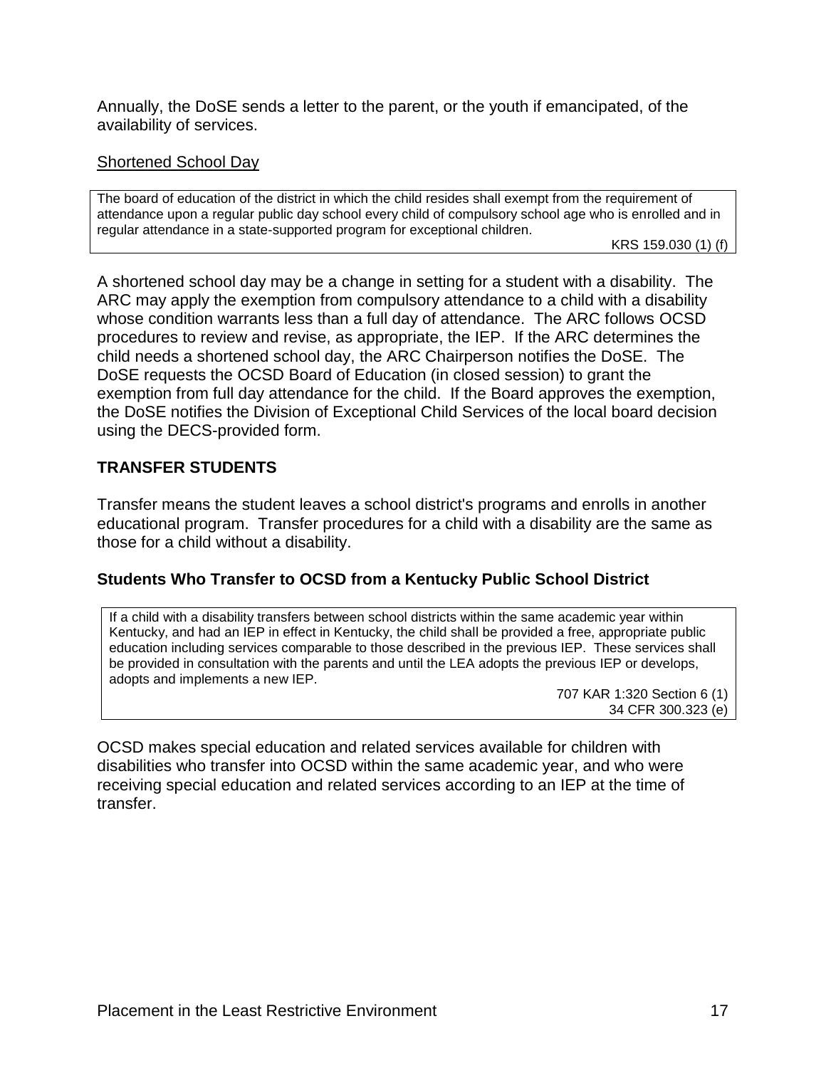Annually, the DoSE sends a letter to the parent, or the youth if emancipated, of the availability of services.

Shortened School Day

> The board of education of the district in which the child resides shall exempt from the requirement of attendance upon a regular public day school every child of compulsory school age who is enrolled and in regular attendance in a state-supported program for exceptional children.
>
> KRS 159.030 (1) (f)

A shortened school day may be a change in setting for a student with a disability. The ARC may apply the exemption from compulsory attendance to a child with a disability whose condition warrants less than a full day of attendance. The ARC follows OCSD procedures to review and revise, as appropriate, the IEP. If the ARC determines the child needs a shortened school day, the ARC Chairperson notifies the DoSE. The DoSE requests the OCSD Board of Education (in closed session) to grant the exemption from full day attendance for the child. If the Board approves the exemption, the DoSE notifies the Division of Exceptional Child Services of the local board decision using the DECS-provided form.

**TRANSFER STUDENTS**

Transfer means the student leaves a school district's programs and enrolls in another educational program. Transfer procedures for a child with a disability are the same as those for a child without a disability.

**Students Who Transfer to OCSD from a Kentucky Public School District**

> If a child with a disability transfers between school districts within the same academic year within Kentucky, and had an IEP in effect in Kentucky, the child shall be provided a free, appropriate public education including services comparable to those described in the previous IEP. These services shall be provided in consultation with the parents and until the LEA adopts the previous IEP or develops, adopts and implements a new IEP.
>
> 707 KAR 1:320 Section 6 (1)
> 34 CFR 300.323 (e)

OCSD makes special education and related services available for children with disabilities who transfer into OCSD within the same academic year, and who were receiving special education and related services according to an IEP at the time of transfer.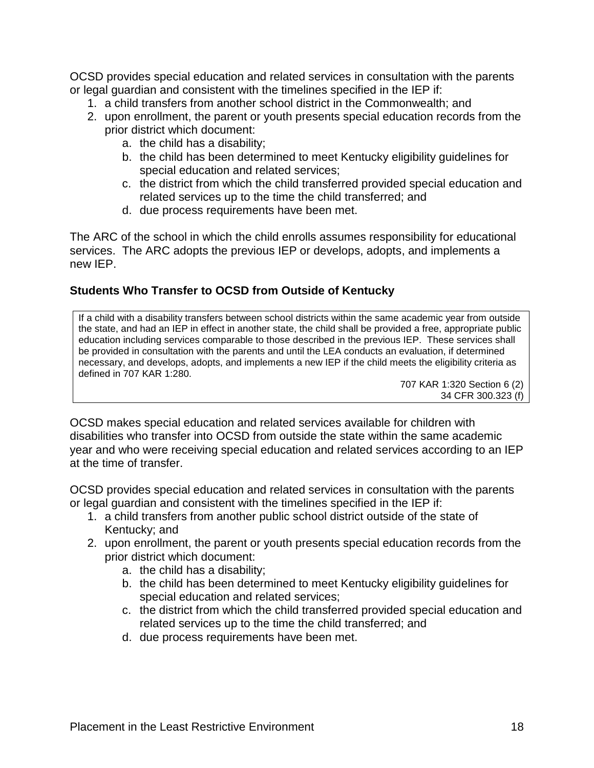OCSD provides special education and related services in consultation with the parents or legal guardian and consistent with the timelines specified in the IEP if:

1. a child transfers from another school district in the Commonwealth; and
2. upon enrollment, the parent or youth presents special education records from the prior district which document:
   a. the child has a disability;
   b. the child has been determined to meet Kentucky eligibility guidelines for special education and related services;
   c. the district from which the child transferred provided special education and related services up to the time the child transferred; and
   d. due process requirements have been met.

The ARC of the school in which the child enrolls assumes responsibility for educational services. The ARC adopts the previous IEP or develops, adopts, and implements a new IEP.

### Students Who Transfer to OCSD from Outside of Kentucky

> If a child with a disability transfers between school districts within the same academic year from outside the state, and had an IEP in effect in another state, the child shall be provided a free, appropriate public education including services comparable to those described in the previous IEP. These services shall be provided in consultation with the parents and until the LEA conducts an evaluation, if determined necessary, and develops, adopts, and implements a new IEP if the child meets the eligibility criteria as defined in 707 KAR 1:280.
>
> 707 KAR 1:320 Section 6 (2)
> 34 CFR 300.323 (f)

OCSD makes special education and related services available for children with disabilities who transfer into OCSD from outside the state within the same academic year and who were receiving special education and related services according to an IEP at the time of transfer.

OCSD provides special education and related services in consultation with the parents or legal guardian and consistent with the timelines specified in the IEP if:

1. a child transfers from another public school district outside of the state of Kentucky; and
2. upon enrollment, the parent or youth presents special education records from the prior district which document:
   a. the child has a disability;
   b. the child has been determined to meet Kentucky eligibility guidelines for special education and related services;
   c. the district from which the child transferred provided special education and related services up to the time the child transferred; and
   d. due process requirements have been met.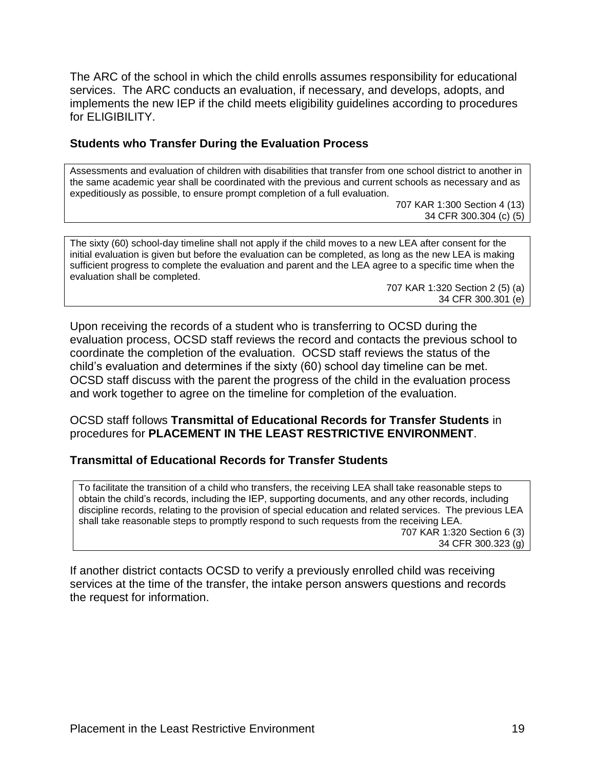The ARC of the school in which the child enrolls assumes responsibility for educational services. The ARC conducts an evaluation, if necessary, and develops, adopts, and implements the new IEP if the child meets eligibility guidelines according to procedures for ELIGIBILITY.

### Students who Transfer During the Evaluation Process

> Assessments and evaluation of children with disabilities that transfer from one school district to another in the same academic year shall be coordinated with the previous and current schools as necessary and as expeditiously as possible, to ensure prompt completion of a full evaluation.
>
> 707 KAR 1:300 Section 4 (13)
> 34 CFR 300.304 (c) (5)

> The sixty (60) school-day timeline shall not apply if the child moves to a new LEA after consent for the initial evaluation is given but before the evaluation can be completed, as long as the new LEA is making sufficient progress to complete the evaluation and parent and the LEA agree to a specific time when the evaluation shall be completed.
>
> 707 KAR 1:320 Section 2 (5) (a)
> 34 CFR 300.301 (e)

Upon receiving the records of a student who is transferring to OCSD during the evaluation process, OCSD staff reviews the record and contacts the previous school to coordinate the completion of the evaluation. OCSD staff reviews the status of the child's evaluation and determines if the sixty (60) school day timeline can be met. OCSD staff discuss with the parent the progress of the child in the evaluation process and work together to agree on the timeline for completion of the evaluation.

OCSD staff follows **Transmittal of Educational Records for Transfer Students** in procedures for **PLACEMENT IN THE LEAST RESTRICTIVE ENVIRONMENT**.

### Transmittal of Educational Records for Transfer Students

> To facilitate the transition of a child who transfers, the receiving LEA shall take reasonable steps to obtain the child's records, including the IEP, supporting documents, and any other records, including discipline records, relating to the provision of special education and related services. The previous LEA shall take reasonable steps to promptly respond to such requests from the receiving LEA.
>
> 707 KAR 1:320 Section 6 (3)
> 34 CFR 300.323 (g)

If another district contacts OCSD to verify a previously enrolled child was receiving services at the time of the transfer, the intake person answers questions and records the request for information.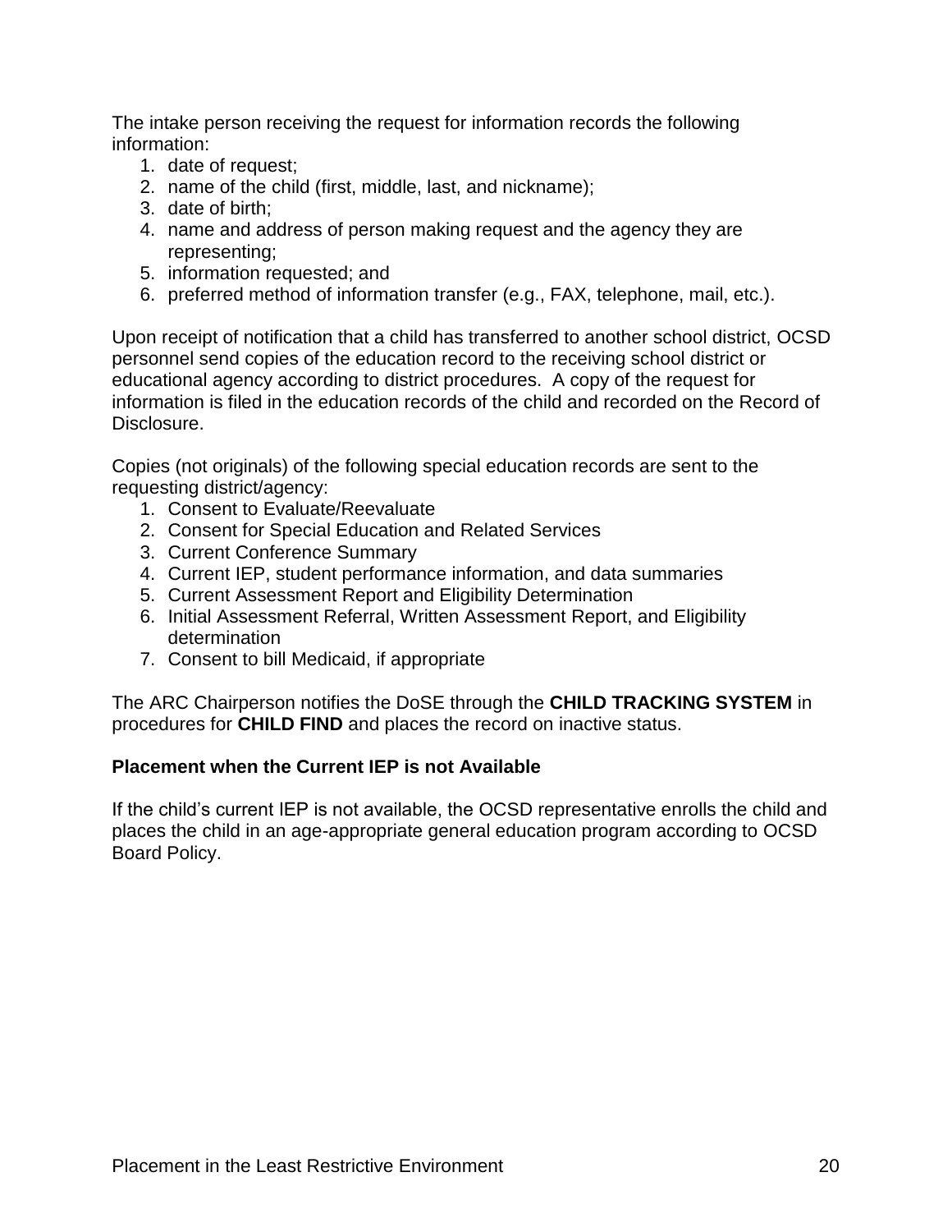The intake person receiving the request for information records the following information:

1. date of request;
2. name of the child (first, middle, last, and nickname);
3. date of birth;
4. name and address of person making request and the agency they are representing;
5. information requested; and
6. preferred method of information transfer (e.g., FAX, telephone, mail, etc.).

Upon receipt of notification that a child has transferred to another school district, OCSD personnel send copies of the education record to the receiving school district or educational agency according to district procedures. A copy of the request for information is filed in the education records of the child and recorded on the Record of Disclosure.

Copies (not originals) of the following special education records are sent to the requesting district/agency:

1. Consent to Evaluate/Reevaluate
2. Consent for Special Education and Related Services
3. Current Conference Summary
4. Current IEP, student performance information, and data summaries
5. Current Assessment Report and Eligibility Determination
6. Initial Assessment Referral, Written Assessment Report, and Eligibility determination
7. Consent to bill Medicaid, if appropriate

The ARC Chairperson notifies the DoSE through the **CHILD TRACKING SYSTEM** in procedures for **CHILD FIND** and places the record on inactive status.

**Placement when the Current IEP is not Available**

If the child's current IEP is not available, the OCSD representative enrolls the child and places the child in an age-appropriate general education program according to OCSD Board Policy.